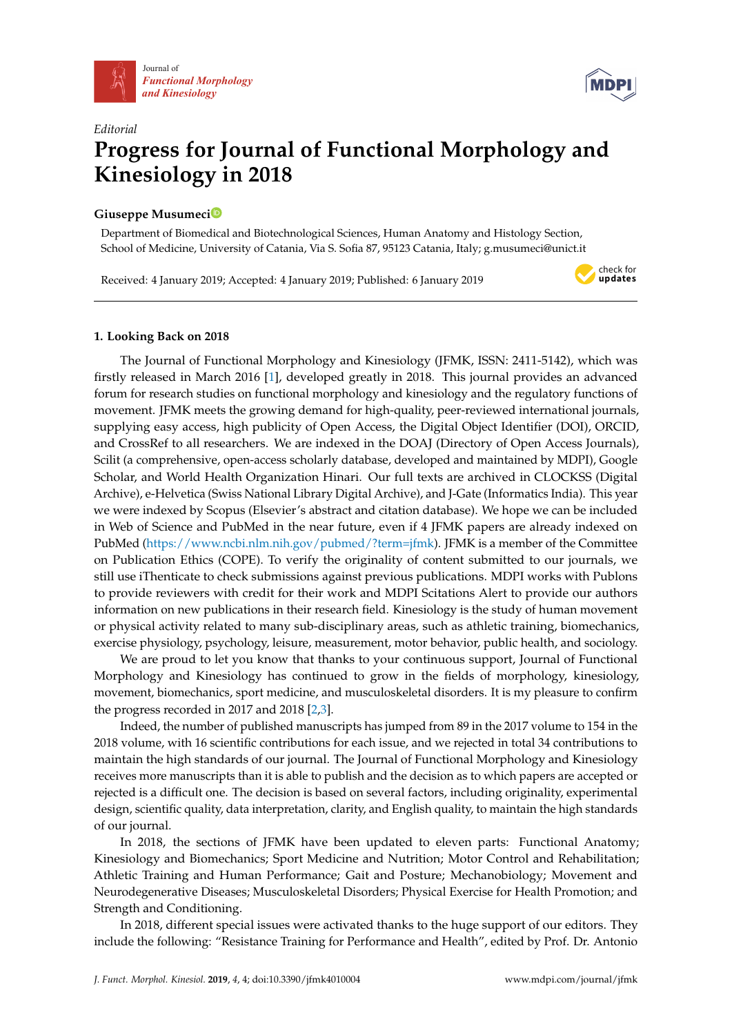Editorial

# Progress for Journal of Functional Morphology and Kinesiology in 2018

**Giuseppe Musumeci**

Department of Biomedical and Biotechnological Sciences, Human Anatomy and Histology Section, School of Medicine, University of Catania, Via S. Sofia 87, 95123 Catania, Italy; g.musumeci@unict.it

Received: 4 January 2019; Accepted: 4 January 2019; Published: 6 January 2019

## 1. Looking Back on 2018

The Journal of Functional Morphology and Kinesiology (JFMK, ISSN: 2411-5142), which was firstly released in March 2016 [1], developed greatly in 2018. This journal provides an advanced forum for research studies on functional morphology and kinesiology and the regulatory functions of movement. JFMK meets the growing demand for high-quality, peer-reviewed international journals, supplying easy access, high publicity of Open Access, the Digital Object Identifier (DOI), ORCID, and CrossRef to all researchers. We are indexed in the DOAJ (Directory of Open Access Journals), Scilit (a comprehensive, open-access scholarly database, developed and maintained by MDPI), Google Scholar, and World Health Organization Hinari. Our full texts are archived in CLOCKSS (Digital Archive), e-Helvetica (Swiss National Library Digital Archive), and J-Gate (Informatics India). This year we were indexed by Scopus (Elsevier's abstract and citation database). We hope we can be included in Web of Science and PubMed in the near future, even if 4 JFMK papers are already indexed on PubMed (https://www.ncbi.nlm.nih.gov/pubmed/?term=jfmk). JFMK is a member of the Committee on Publication Ethics (COPE). To verify the originality of content submitted to our journals, we still use iThenticate to check submissions against previous publications. MDPI works with Publons to provide reviewers with credit for their work and MDPI Scitations Alert to provide our authors information on new publications in their research field. Kinesiology is the study of human movement or physical activity related to many sub-disciplinary areas, such as athletic training, biomechanics, exercise physiology, psychology, leisure, measurement, motor behavior, public health, and sociology.

We are proud to let you know that thanks to your continuous support, Journal of Functional Morphology and Kinesiology has continued to grow in the fields of morphology, kinesiology, movement, biomechanics, sport medicine, and musculoskeletal disorders. It is my pleasure to confirm the progress recorded in 2017 and 2018 [2,3].

Indeed, the number of published manuscripts has jumped from 89 in the 2017 volume to 154 in the 2018 volume, with 16 scientific contributions for each issue, and we rejected in total 34 contributions to maintain the high standards of our journal. The Journal of Functional Morphology and Kinesiology receives more manuscripts than it is able to publish and the decision as to which papers are accepted or rejected is a difficult one. The decision is based on several factors, including originality, experimental design, scientific quality, data interpretation, clarity, and English quality, to maintain the high standards of our journal.

In 2018, the sections of JFMK have been updated to eleven parts: Functional Anatomy; Kinesiology and Biomechanics; Sport Medicine and Nutrition; Motor Control and Rehabilitation; Athletic Training and Human Performance; Gait and Posture; Mechanobiology; Movement and Neurodegenerative Diseases; Musculoskeletal Disorders; Physical Exercise for Health Promotion; and Strength and Conditioning.

In 2018, different special issues were activated thanks to the huge support of our editors. They include the following: "Resistance Training for Performance and Health", edited by Prof. Dr. Antonio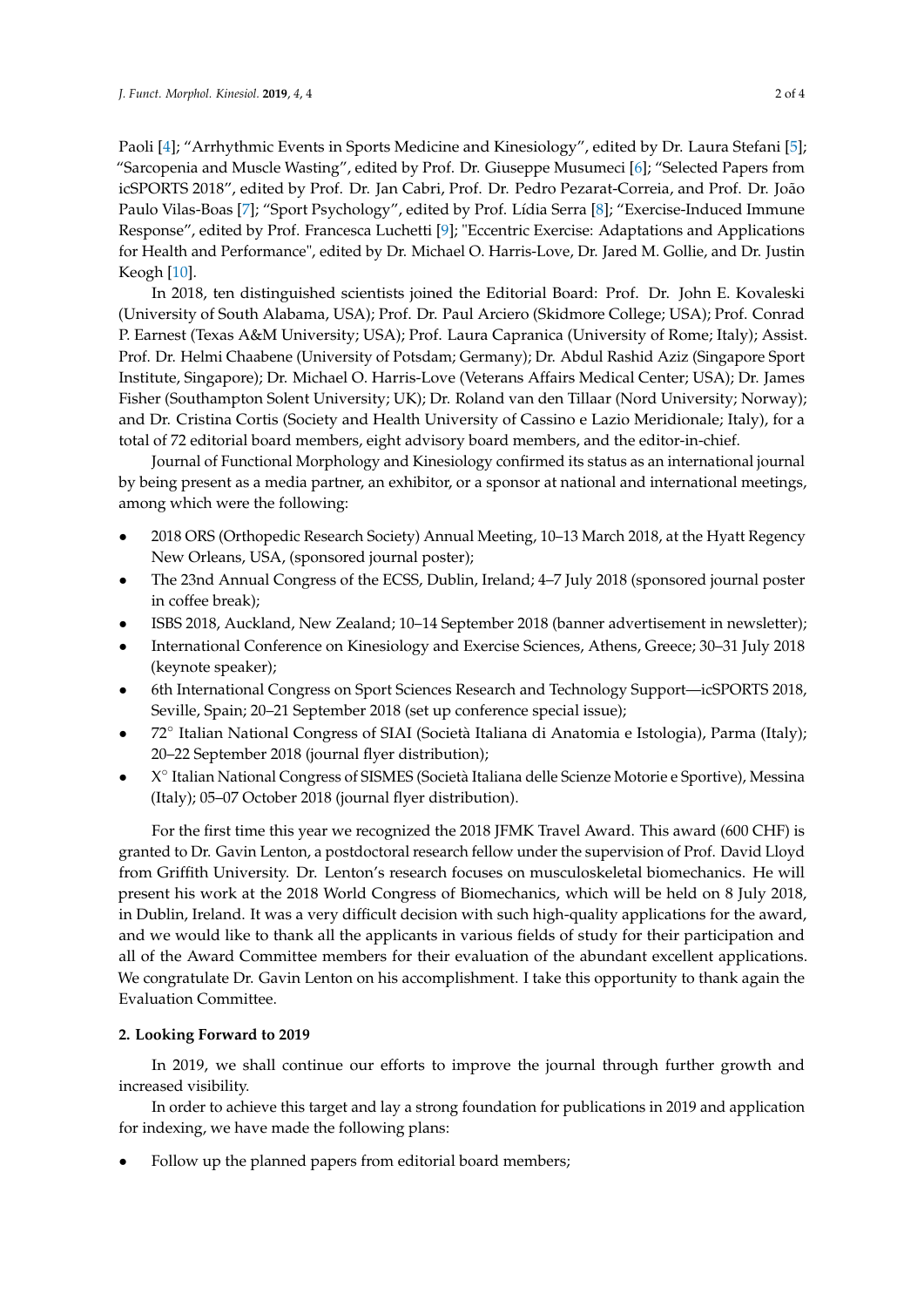Paoli [4]; “Arrhythmic Events in Sports Medicine and Kinesiology”, edited by Dr. Laura Stefani [5]; “Sarcopenia and Muscle Wasting”, edited by Prof. Dr. Giuseppe Musumeci [6]; “Selected Papers from icSPORTS 2018”, edited by Prof. Dr. Jan Cabri, Prof. Dr. Pedro Pezarat-Correia, and Prof. Dr. João Paulo Vilas-Boas [7]; “Sport Psychology”, edited by Prof. Lídia Serra [8]; “Exercise-Induced Immune Response”, edited by Prof. Francesca Luchetti [9]; "Eccentric Exercise: Adaptations and Applications for Health and Performance", edited by Dr. Michael O. Harris-Love, Dr. Jared M. Gollie, and Dr. Justin Keogh [10].

In 2018, ten distinguished scientists joined the Editorial Board: Prof. Dr. John E. Kovaleski (University of South Alabama, USA); Prof. Dr. Paul Arciero (Skidmore College; USA); Prof. Conrad P. Earnest (Texas A&M University; USA); Prof. Laura Capranica (University of Rome; Italy); Assist. Prof. Dr. Helmi Chaabene (University of Potsdam; Germany); Dr. Abdul Rashid Aziz (Singapore Sport Institute, Singapore); Dr. Michael O. Harris-Love (Veterans Affairs Medical Center; USA); Dr. James Fisher (Southampton Solent University; UK); Dr. Roland van den Tillaar (Nord University; Norway); and Dr. Cristina Cortis (Society and Health University of Cassino e Lazio Meridionale; Italy), for a total of 72 editorial board members, eight advisory board members, and the editor-in-chief.

Journal of Functional Morphology and Kinesiology confirmed its status as an international journal by being present as a media partner, an exhibitor, or a sponsor at national and international meetings, among which were the following:

- 2018 ORS (Orthopedic Research Society) Annual Meeting, 10–13 March 2018, at the Hyatt Regency New Orleans, USA, (sponsored journal poster);
- The 23nd Annual Congress of the ECSS, Dublin, Ireland; 4–7 July 2018 (sponsored journal poster in coffee break);
- ISBS 2018, Auckland, New Zealand; 10–14 September 2018 (banner advertisement in newsletter);
- International Conference on Kinesiology and Exercise Sciences, Athens, Greece; 30–31 July 2018 (keynote speaker);
- 6th International Congress on Sport Sciences Research and Technology Support—icSPORTS 2018, Seville, Spain; 20–21 September 2018 (set up conference special issue);
- 72° Italian National Congress of SIAI (Società Italiana di Anatomia e Istologia), Parma (Italy); 20–22 September 2018 (journal flyer distribution);
- X° Italian National Congress of SISMES (Società Italiana delle Scienze Motorie e Sportive), Messina (Italy); 05–07 October 2018 (journal flyer distribution).

For the first time this year we recognized the 2018 JFMK Travel Award. This award (600 CHF) is granted to Dr. Gavin Lenton, a postdoctoral research fellow under the supervision of Prof. David Lloyd from Griffith University. Dr. Lenton's research focuses on musculoskeletal biomechanics. He will present his work at the 2018 World Congress of Biomechanics, which will be held on 8 July 2018, in Dublin, Ireland. It was a very difficult decision with such high-quality applications for the award, and we would like to thank all the applicants in various fields of study for their participation and all of the Award Committee members for their evaluation of the abundant excellent applications. We congratulate Dr. Gavin Lenton on his accomplishment. I take this opportunity to thank again the Evaluation Committee.

## 2. Looking Forward to 2019

In 2019, we shall continue our efforts to improve the journal through further growth and increased visibility.

In order to achieve this target and lay a strong foundation for publications in 2019 and application for indexing, we have made the following plans:

- Follow up the planned papers from editorial board members;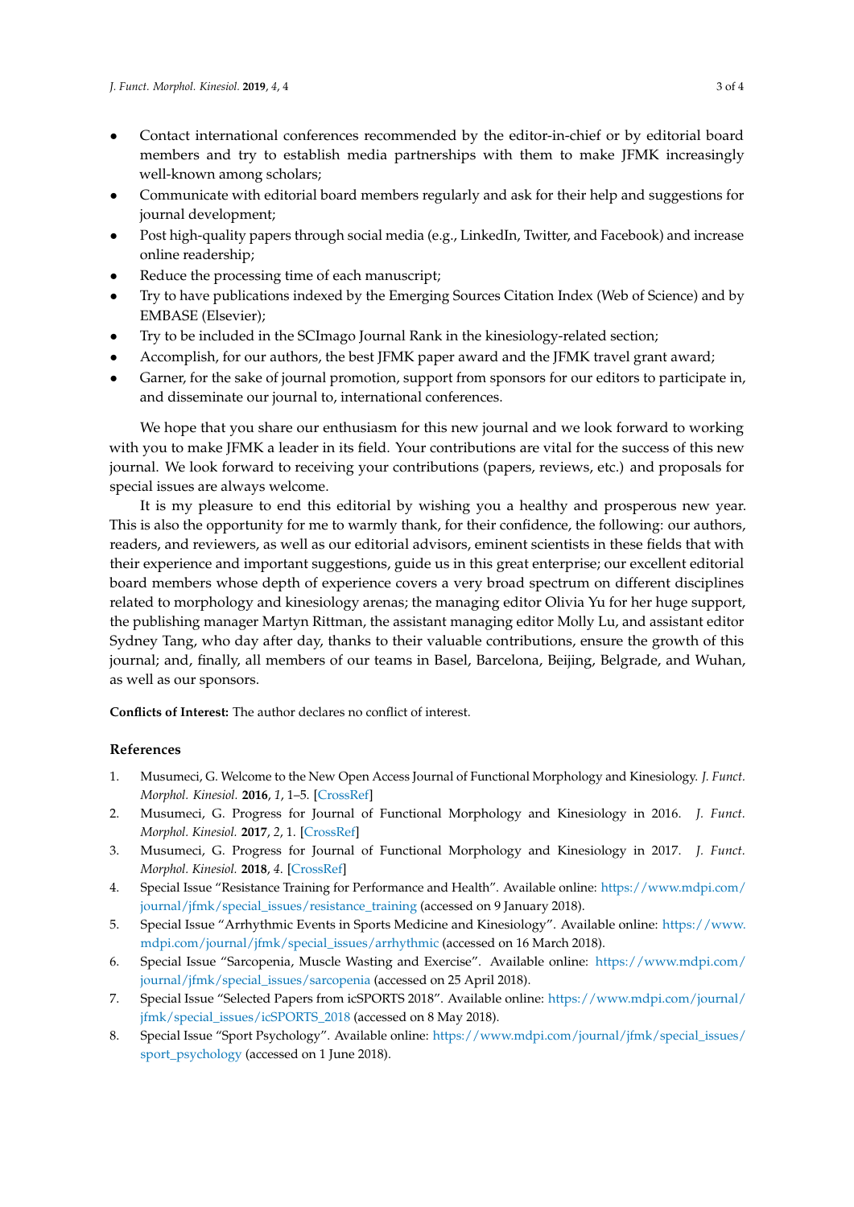- Contact international conferences recommended by the editor-in-chief or by editorial board members and try to establish media partnerships with them to make JFMK increasingly well-known among scholars;
- Communicate with editorial board members regularly and ask for their help and suggestions for journal development;
- Post high-quality papers through social media (e.g., LinkedIn, Twitter, and Facebook) and increase online readership;
- Reduce the processing time of each manuscript;
- Try to have publications indexed by the Emerging Sources Citation Index (Web of Science) and by EMBASE (Elsevier);
- Try to be included in the SCImago Journal Rank in the kinesiology-related section;
- Accomplish, for our authors, the best JFMK paper award and the JFMK travel grant award;
- Garner, for the sake of journal promotion, support from sponsors for our editors to participate in, and disseminate our journal to, international conferences.

We hope that you share our enthusiasm for this new journal and we look forward to working with you to make JFMK a leader in its field. Your contributions are vital for the success of this new journal. We look forward to receiving your contributions (papers, reviews, etc.) and proposals for special issues are always welcome.

It is my pleasure to end this editorial by wishing you a healthy and prosperous new year. This is also the opportunity for me to warmly thank, for their confidence, the following: our authors, readers, and reviewers, as well as our editorial advisors, eminent scientists in these fields that with their experience and important suggestions, guide us in this great enterprise; our excellent editorial board members whose depth of experience covers a very broad spectrum on different disciplines related to morphology and kinesiology arenas; the managing editor Olivia Yu for her huge support, the publishing manager Martyn Rittman, the assistant managing editor Molly Lu, and assistant editor Sydney Tang, who day after day, thanks to their valuable contributions, ensure the growth of this journal; and, finally, all members of our teams in Basel, Barcelona, Beijing, Belgrade, and Wuhan, as well as our sponsors.

**Conflicts of Interest:** The author declares no conflict of interest.

## References

1. Musumeci, G. Welcome to the New Open Access Journal of Functional Morphology and Kinesiology. *J. Funct. Morphol. Kinesiol.* **2016**, *1*, 1–5. [CrossRef]
2. Musumeci, G. Progress for Journal of Functional Morphology and Kinesiology in 2016. *J. Funct. Morphol. Kinesiol.* **2017**, *2*, 1. [CrossRef]
3. Musumeci, G. Progress for Journal of Functional Morphology and Kinesiology in 2017. *J. Funct. Morphol. Kinesiol.* **2018**, *4*. [CrossRef]
4. Special Issue "Resistance Training for Performance and Health". Available online: https://www.mdpi.com/journal/jfmk/special_issues/resistance_training (accessed on 9 January 2018).
5. Special Issue "Arrhythmic Events in Sports Medicine and Kinesiology". Available online: https://www.mdpi.com/journal/jfmk/special_issues/arrhythmic (accessed on 16 March 2018).
6. Special Issue "Sarcopenia, Muscle Wasting and Exercise". Available online: https://www.mdpi.com/journal/jfmk/special_issues/sarcopenia (accessed on 25 April 2018).
7. Special Issue "Selected Papers from icSPORTS 2018". Available online: https://www.mdpi.com/journal/jfmk/special_issues/icSPORTS_2018 (accessed on 8 May 2018).
8. Special Issue "Sport Psychology". Available online: https://www.mdpi.com/journal/jfmk/special_issues/sport_psychology (accessed on 1 June 2018).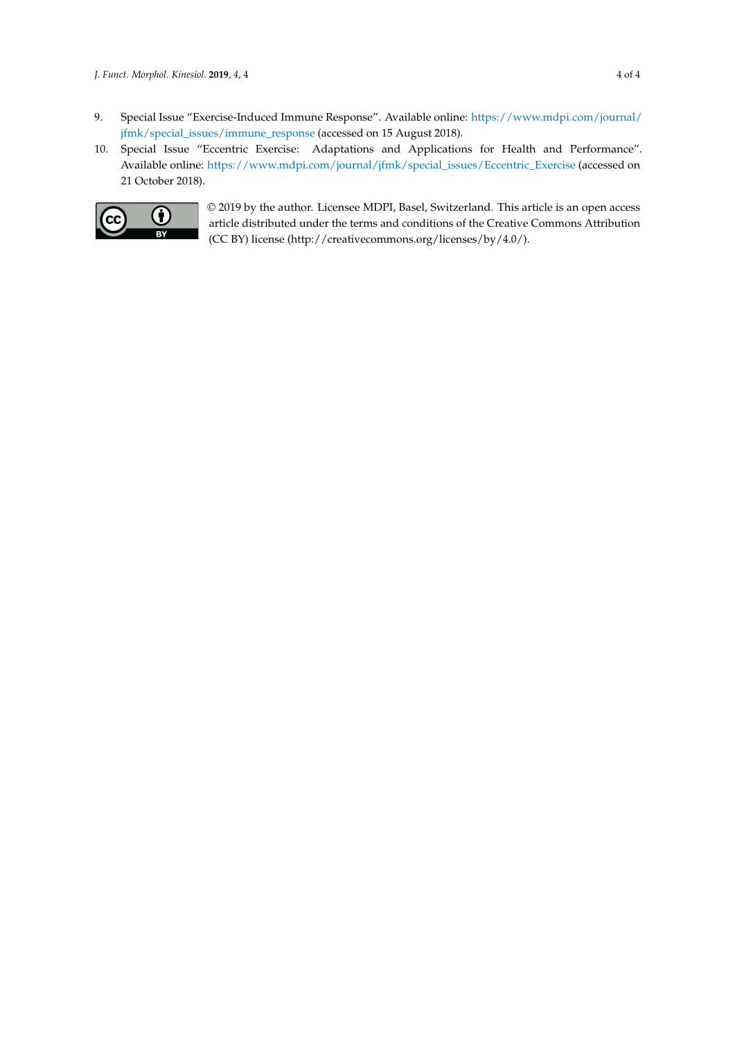9. Special Issue "Exercise-Induced Immune Response". Available online: https://www.mdpi.com/journal/jfmk/special_issues/immune_response (accessed on 15 August 2018).
10. Special Issue "Eccentric Exercise: Adaptations and Applications for Health and Performance". Available online: https://www.mdpi.com/journal/jfmk/special_issues/Eccentric_Exercise (accessed on 21 October 2018).

© 2019 by the author. Licensee MDPI, Basel, Switzerland. This article is an open access article distributed under the terms and conditions of the Creative Commons Attribution (CC BY) license (http://creativecommons.org/licenses/by/4.0/).